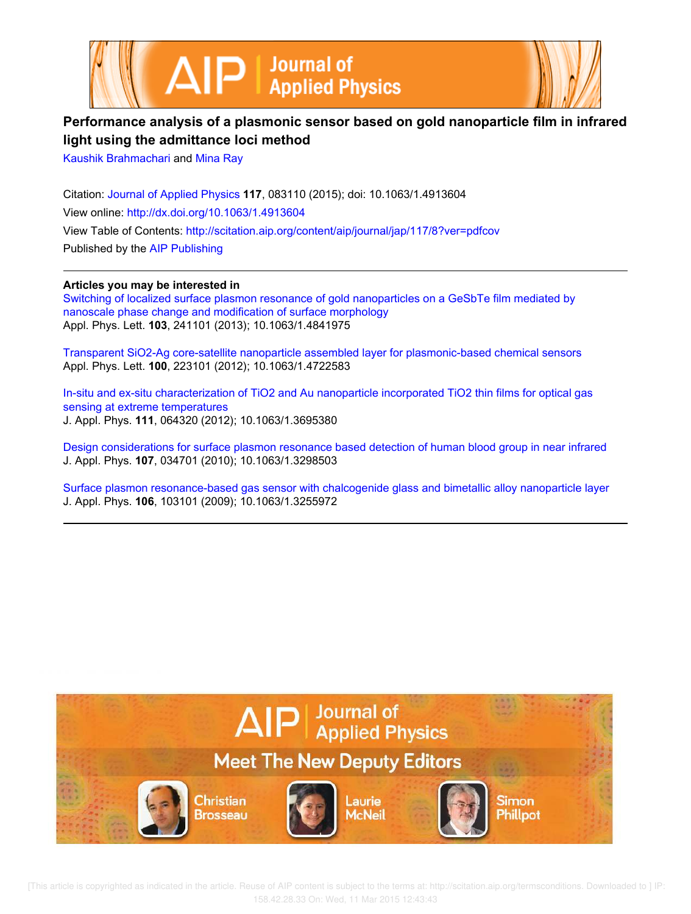# Performance analysis of a plasmonic sensor based on gold nanoparticle film in infrared light using the admittance loci method

Kaushik Brahmachari and Mina Ray

Citation: Journal of Applied Physics **117**, 083110 (2015); doi: 10.1063/1.4913604

View online: http://dx.doi.org/10.1063/1.4913604

View Table of Contents: http://scitation.aip.org/content/aip/journal/jap/117/8?ver=pdfcov

Published by the AIP Publishing

---

**Articles you may be interested in**

Switching of localized surface plasmon resonance of gold nanoparticles on a GeSbTe film mediated by nanoscale phase change and modification of surface morphology
Appl. Phys. Lett. **103**, 241101 (2013); 10.1063/1.4841975

Transparent SiO2-Ag core-satellite nanoparticle assembled layer for plasmonic-based chemical sensors
Appl. Phys. Lett. **100**, 223101 (2012); 10.1063/1.4722583

In-situ and ex-situ characterization of TiO2 and Au nanoparticle incorporated TiO2 thin films for optical gas sensing at extreme temperatures
J. Appl. Phys. **111**, 064320 (2012); 10.1063/1.3695380

Design considerations for surface plasmon resonance based detection of human blood group in near infrared
J. Appl. Phys. **107**, 034701 (2010); 10.1063/1.3298503

Surface plasmon resonance-based gas sensor with chalcogenide glass and bimetallic alloy nanoparticle layer
J. Appl. Phys. **106**, 103101 (2009); 10.1063/1.3255972

---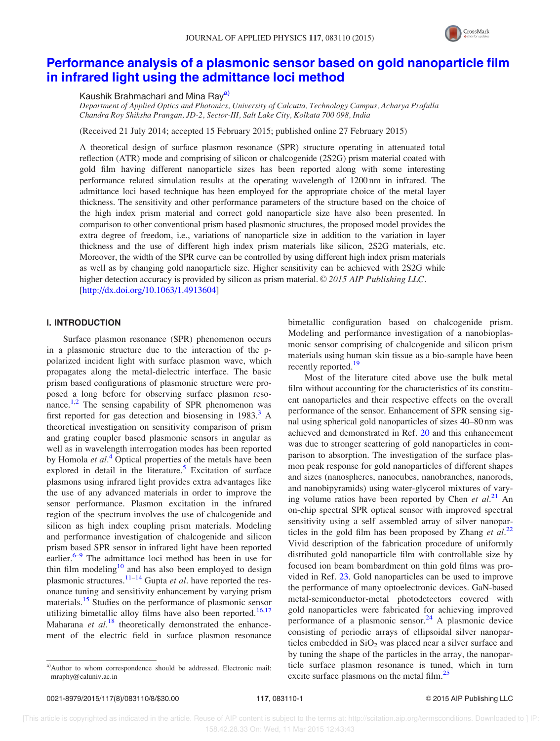# Performance analysis of a plasmonic sensor based on gold nanoparticle film in infrared light using the admittance loci method

Kaushik Brahmachari and Mina Ray[a)]

*Department of Applied Optics and Photonics, University of Calcutta, Technology Campus, Acharya Prafulla Chandra Roy Shiksha Prangan, JD-2, Sector-III, Salt Lake City, Kolkata 700 098, India*

(Received 21 July 2014; accepted 15 February 2015; published online 27 February 2015)

A theoretical design of surface plasmon resonance (SPR) structure operating in attenuated total reflection (ATR) mode and comprising of silicon or chalcogenide (2S2G) prism material coated with gold film having different nanoparticle sizes has been reported along with some interesting performance related simulation results at the operating wavelength of 1200 nm in infrared. The admittance loci based technique has been employed for the appropriate choice of the metal layer thickness. The sensitivity and other performance parameters of the structure based on the choice of the high index prism material and correct gold nanoparticle size have also been presented. In comparison to other conventional prism based plasmonic structures, the proposed model provides the extra degree of freedom, i.e., variations of nanoparticle size in addition to the variation in layer thickness and the use of different high index prism materials like silicon, 2S2G materials, etc. Moreover, the width of the SPR curve can be controlled by using different high index prism materials as well as by changing gold nanoparticle size. Higher sensitivity can be achieved with 2S2G while higher detection accuracy is provided by silicon as prism material. © *2015 AIP Publishing LLC.* [http://dx.doi.org/10.1063/1.4913604]

## I. INTRODUCTION

Surface plasmon resonance (SPR) phenomenon occurs in a plasmonic structure due to the interaction of the p-polarized incident light with surface plasmon wave, which propagates along the metal-dielectric interface. The basic prism based configurations of plasmonic structure were proposed a long before for observing surface plasmon resonance.[1,2] The sensing capability of SPR phenomenon was first reported for gas detection and biosensing in 1983.[3] A theoretical investigation on sensitivity comparison of prism and grating coupler based plasmonic sensors in angular as well as in wavelength interrogation modes has been reported by Homola *et al*.[4] Optical properties of the metals have been explored in detail in the literature.[5] Excitation of surface plasmons using infrared light provides extra advantages like the use of any advanced materials in order to improve the sensor performance. Plasmon excitation in the infrared region of the spectrum involves the use of chalcogenide and silicon as high index coupling prism materials. Modeling and performance investigation of chalcogenide and silicon prism based SPR sensor in infrared light have been reported earlier.[6–9] The admittance loci method has been in use for thin film modeling[10] and has also been employed to design plasmonic structures.[11–14] Gupta *et al*. have reported the resonance tuning and sensitivity enhancement by varying prism materials.[15] Studies on the performance of plasmonic sensor utilizing bimetallic alloy films have also been reported.[16,17] Maharana *et al*.[18] theoretically demonstrated the enhancement of the electric field in surface plasmon resonance bimetallic configuration based on chalcogenide prism. Modeling and performance investigation of a nanobioplasmonic sensor comprising of chalcogenide and silicon prism materials using human skin tissue as a bio-sample have been recently reported.[19]

Most of the literature cited above use the bulk metal film without accounting for the characteristics of its constituent nanoparticles and their respective effects on the overall performance of the sensor. Enhancement of SPR sensing signal using spherical gold nanoparticles of sizes 40–80 nm was achieved and demonstrated in Ref. 20 and this enhancement was due to stronger scattering of gold nanoparticles in comparison to absorption. The investigation of the surface plasmon peak response for gold nanoparticles of different shapes and sizes (nanospheres, nanocubes, nanobranches, nanorods, and nanobipyramids) using water-glycerol mixtures of varying volume ratios have been reported by Chen *et al*.[21] An on-chip spectral SPR optical sensor with improved spectral sensitivity using a self assembled array of silver nanoparticles in the gold film has been proposed by Zhang *et al*.[22] Vivid description of the fabrication procedure of uniformly distributed gold nanoparticle film with controllable size by focused ion beam bombardment on thin gold films was provided in Ref. 23. Gold nanoparticles can be used to improve the performance of many optoelectronic devices. GaN-based metal-semiconductor-metal photodetectors covered with gold nanoparticles were fabricated for achieving improved performance of a plasmonic sensor.[24] A plasmonic device consisting of periodic arrays of ellipsoidal silver nanoparticles embedded in $SiO_2$ was placed near a silver surface and by tuning the shape of the particles in the array, the nanoparticle surface plasmon resonance is tuned, which in turn excite surface plasmons on the metal film.[25]

[a)]Author to whom correspondence should be addressed. Electronic mail: mraphy@caluniv.ac.in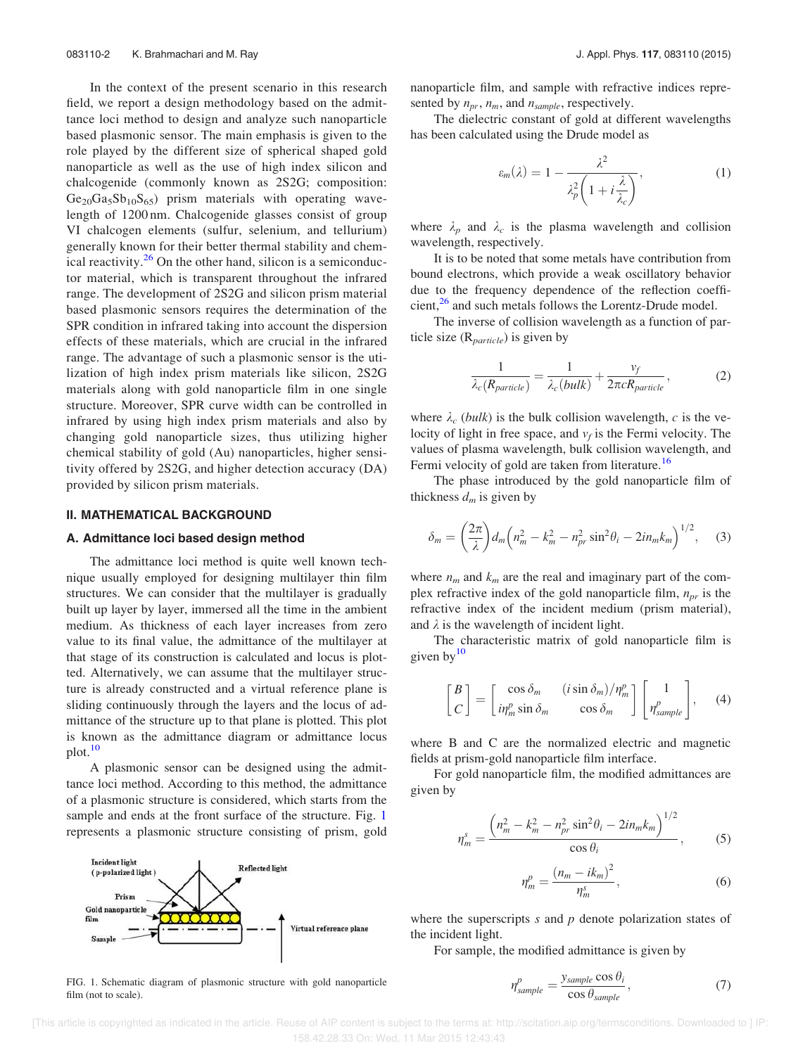In the context of the present scenario in this research field, we report a design methodology based on the admittance loci method to design and analyze such nanoparticle based plasmonic sensor. The main emphasis is given to the role played by the different size of spherical shaped gold nanoparticle as well as the use of high index silicon and chalcogenide (commonly known as 2S2G; composition: $Ge_{20}Ga_5Sb_{10}S_{65}$) prism materials with operating wavelength of 1200 nm. Chalcogenide glasses consist of group VI chalcogen elements (sulfur, selenium, and tellurium) generally known for their better thermal stability and chemical reactivity.[26] On the other hand, silicon is a semiconductor material, which is transparent throughout the infrared range. The development of 2S2G and silicon prism material based plasmonic sensors requires the determination of the SPR condition in infrared taking into account the dispersion effects of these materials, which are crucial in the infrared range. The advantage of such a plasmonic sensor is the utilization of high index prism materials like silicon, 2S2G materials along with gold nanoparticle film in one single structure. Moreover, SPR curve width can be controlled in infrared by using high index prism materials and also by changing gold nanoparticle sizes, thus utilizing higher chemical stability of gold (Au) nanoparticles, higher sensitivity offered by 2S2G, and higher detection accuracy (DA) provided by silicon prism materials.

## II. MATHEMATICAL BACKGROUND

### A. Admittance loci based design method

The admittance loci method is quite well known technique usually employed for designing multilayer thin film structures. We can consider that the multilayer is gradually built up layer by layer, immersed all the time in the ambient medium. As thickness of each layer increases from zero value to its final value, the admittance of the multilayer at that stage of its construction is calculated and locus is plotted. Alternatively, we can assume that the multilayer structure is already constructed and a virtual reference plane is sliding continuously through the layers and the locus of admittance of the structure up to that plane is plotted. This plot is known as the admittance diagram or admittance locus plot.[10]

A plasmonic sensor can be designed using the admittance loci method. According to this method, the admittance of a plasmonic structure is considered, which starts from the sample and ends at the front surface of the structure. Fig. 1 represents a plasmonic structure consisting of prism, gold nanoparticle film, and sample with refractive indices represented by $n_{pr}$, $n_m$, and $n_{sample}$, respectively.

FIG. 1. Schematic diagram of plasmonic structure with gold nanoparticle film (not to scale).

The dielectric constant of gold at different wavelengths has been calculated using the Drude model as

$$\varepsilon_m(\lambda) = 1 - \frac{\lambda^2}{\lambda_p^2\left(1 + i\dfrac{\lambda}{\lambda_c}\right)}, \tag{1}$$

where $\lambda_p$ and $\lambda_c$ is the plasma wavelength and collision wavelength, respectively.

It is to be noted that some metals have contribution from bound electrons, which provide a weak oscillatory behavior due to the frequency dependence of the reflection coefficient,[26] and such metals follows the Lorentz-Drude model.

The inverse of collision wavelength as a function of particle size ($R_{particle}$) is given by

$$\frac{1}{\lambda_c(R_{particle})} = \frac{1}{\lambda_c(bulk)} + \frac{v_f}{2\pi c R_{particle}}, \tag{2}$$

where $\lambda_c\,(bulk)$ is the bulk collision wavelength, $c$ is the velocity of light in free space, and $v_f$ is the Fermi velocity. The values of plasma wavelength, bulk collision wavelength, and Fermi velocity of gold are taken from literature.[16]

The phase introduced by the gold nanoparticle film of thickness $d_m$ is given by

$$\delta_m = \left(\frac{2\pi}{\lambda}\right) d_m \left(n_m^2 - k_m^2 - n_{pr}^2 \sin^2\theta_i - 2in_m k_m\right)^{1/2}, \tag{3}$$

where $n_m$ and $k_m$ are the real and imaginary part of the complex refractive index of the gold nanoparticle film, $n_{pr}$ is the refractive index of the incident medium (prism material), and $\lambda$ is the wavelength of incident light.

The characteristic matrix of gold nanoparticle film is given by[10]

$$\begin{bmatrix} B \\ C \end{bmatrix} = \begin{bmatrix} \cos\delta_m & (i\sin\delta_m)/\eta_m^p \\ i\eta_m^p \sin\delta_m & \cos\delta_m \end{bmatrix} \begin{bmatrix} 1 \\ \eta_{sample}^p \end{bmatrix}, \tag{4}$$

where B and C are the normalized electric and magnetic fields at prism-gold nanoparticle film interface.

For gold nanoparticle film, the modified admittances are given by

$$\eta_m^s = \frac{\left(n_m^2 - k_m^2 - n_{pr}^2 \sin^2\theta_i - 2in_m k_m\right)^{1/2}}{\cos\theta_i}, \tag{5}$$

$$\eta_m^p = \frac{(n_m - ik_m)^2}{\eta_m^s}, \tag{6}$$

where the superscripts $s$ and $p$ denote polarization states of the incident light.

For sample, the modified admittance is given by

$$\eta_{sample}^p = \frac{y_{sample}\cos\theta_i}{\cos\theta_{sample}}, \tag{7}$$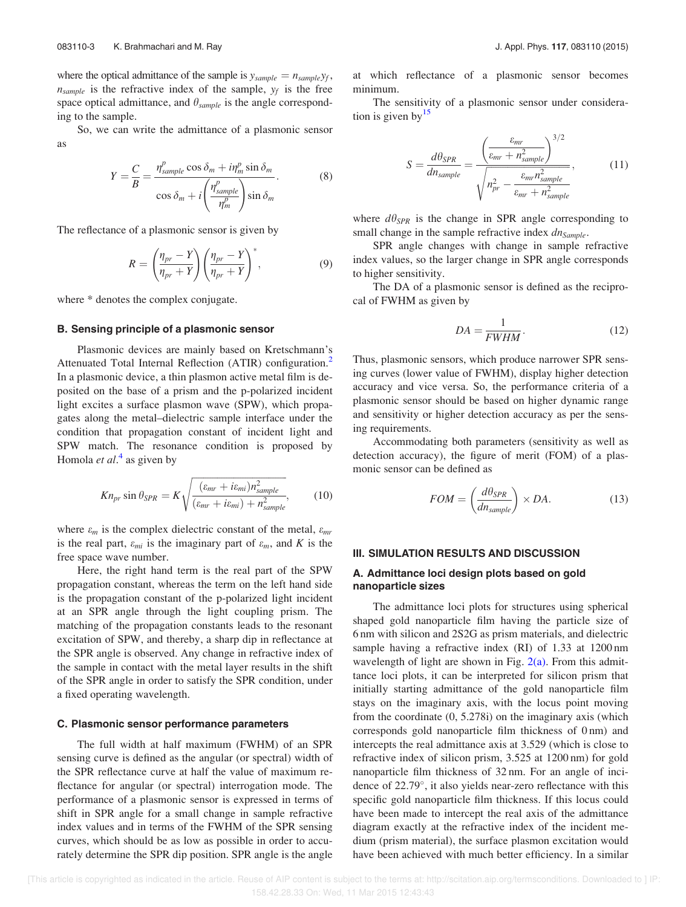where the optical admittance of the sample is $y_{sample} = n_{sample} y_f$, $n_{sample}$ is the refractive index of the sample, $y_f$ is the free space optical admittance, and $\theta_{sample}$ is the angle corresponding to the sample.

So, we can write the admittance of a plasmonic sensor as

$$Y = \frac{C}{B} = \frac{\eta^p_{sample} \cos\delta_m + i\eta^p_m \sin\delta_m}{\cos\delta_m + i\left(\frac{\eta^p_{sample}}{\eta^p_m}\right)\sin\delta_m}. \tag{8}$$

The reflectance of a plasmonic sensor is given by

$$R = \left(\frac{\eta_{pr} - Y}{\eta_{pr} + Y}\right)\left(\frac{\eta_{pr} - Y}{\eta_{pr} + Y}\right)^*, \tag{9}$$

where * denotes the complex conjugate.

### B. Sensing principle of a plasmonic sensor

Plasmonic devices are mainly based on Kretschmann's Attenuated Total Internal Reflection (ATIR) configuration.[2] In a plasmonic device, a thin plasmon active metal film is deposited on the base of a prism and the p-polarized incident light excites a surface plasmon wave (SPW), which propagates along the metal–dielectric sample interface under the condition that propagation constant of incident light and SPW match. The resonance condition is proposed by Homola *et al.*[4] as given by

$$Kn_{pr} \sin\theta_{SPR} = K\sqrt{\frac{(\varepsilon_{mr} + i\varepsilon_{mi})n^2_{sample}}{(\varepsilon_{mr} + i\varepsilon_{mi}) + n^2_{sample}}}, \tag{10}$$

where $\varepsilon_m$ is the complex dielectric constant of the metal, $\varepsilon_{mr}$ is the real part, $\varepsilon_{mi}$ is the imaginary part of $\varepsilon_m$, and $K$ is the free space wave number.

Here, the right hand term is the real part of the SPW propagation constant, whereas the term on the left hand side is the propagation constant of the p-polarized light incident at an SPR angle through the light coupling prism. The matching of the propagation constants leads to the resonant excitation of SPW, and thereby, a sharp dip in reflectance at the SPR angle is observed. Any change in refractive index of the sample in contact with the metal layer results in the shift of the SPR angle in order to satisfy the SPR condition, under a fixed operating wavelength.

### C. Plasmonic sensor performance parameters

The full width at half maximum (FWHM) of an SPR sensing curve is defined as the angular (or spectral) width of the SPR reflectance curve at half the value of maximum reflectance for angular (or spectral) interrogation mode. The performance of a plasmonic sensor is expressed in terms of shift in SPR angle for a small change in sample refractive index values and in terms of the FWHM of the SPR sensing curves, which should be as low as possible in order to accurately determine the SPR dip position. SPR angle is the angle at which reflectance of a plasmonic sensor becomes minimum.

The sensitivity of a plasmonic sensor under consideration is given by[15]

$$S = \frac{d\theta_{SPR}}{dn_{sample}} = \frac{\left(\frac{\varepsilon_{mr}}{\varepsilon_{mr} + n^2_{sample}}\right)^{3/2}}{\sqrt{n^2_{pr} - \frac{\varepsilon_{mr} n^2_{sample}}{\varepsilon_{mr} + n^2_{sample}}}}, \tag{11}$$

where $d\theta_{SPR}$ is the change in SPR angle corresponding to small change in the sample refractive index $dn_{Sample}$.

SPR angle changes with change in sample refractive index values, so the larger change in SPR angle corresponds to higher sensitivity.

The DA of a plasmonic sensor is defined as the reciprocal of FWHM as given by

$$DA = \frac{1}{FWHM}. \tag{12}$$

Thus, plasmonic sensors, which produce narrower SPR sensing curves (lower value of FWHM), display higher detection accuracy and vice versa. So, the performance criteria of a plasmonic sensor should be based on higher dynamic range and sensitivity or higher detection accuracy as per the sensing requirements.

Accommodating both parameters (sensitivity as well as detection accuracy), the figure of merit (FOM) of a plasmonic sensor can be defined as

$$FOM = \left(\frac{d\theta_{SPR}}{dn_{sample}}\right) \times DA. \tag{13}$$

## III. SIMULATION RESULTS AND DISCUSSION

### A. Admittance loci design plots based on gold nanoparticle sizes

The admittance loci plots for structures using spherical shaped gold nanoparticle film having the particle size of 6 nm with silicon and 2S2G as prism materials, and dielectric sample having a refractive index (RI) of 1.33 at 1200 nm wavelength of light are shown in Fig. 2(a). From this admittance loci plots, it can be interpreted for silicon prism that initially starting admittance of the gold nanoparticle film stays on the imaginary axis, with the locus point moving from the coordinate (0, 5.278i) on the imaginary axis (which corresponds gold nanoparticle film thickness of 0 nm) and intercepts the real admittance axis at 3.529 (which is close to refractive index of silicon prism, 3.525 at 1200 nm) for gold nanoparticle film thickness of 32 nm. For an angle of incidence of 22.79°, it also yields near-zero reflectance with this specific gold nanoparticle film thickness. If this locus could have been made to intercept the real axis of the admittance diagram exactly at the refractive index of the incident medium (prism material), the surface plasmon excitation would have been achieved with much better efficiency. In a similar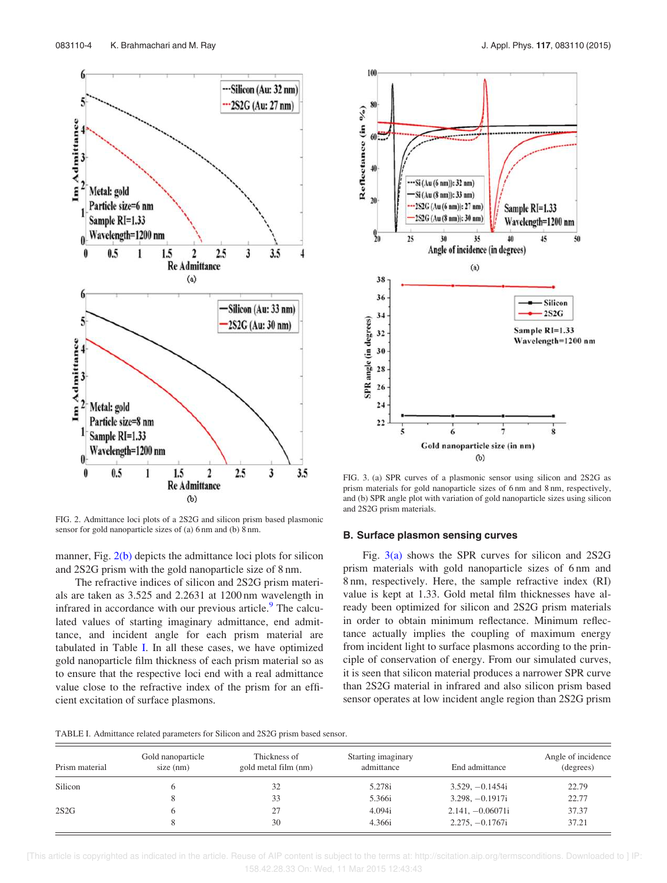FIG. 2. Admittance loci plots of a 2S2G and silicon prism based plasmonic sensor for gold nanoparticle sizes of (a) 6 nm and (b) 8 nm.

manner, Fig. 2(b) depicts the admittance loci plots for silicon and 2S2G prism with the gold nanoparticle size of 8 nm.

The refractive indices of silicon and 2S2G prism materials are taken as 3.525 and 2.2631 at 1200 nm wavelength in infrared in accordance with our previous article.[9] The calculated values of starting imaginary admittance, end admittance, and incident angle for each prism material are tabulated in Table I. In all these cases, we have optimized gold nanoparticle film thickness of each prism material so as to ensure that the respective loci end with a real admittance value close to the refractive index of the prism for an efficient excitation of surface plasmons.

FIG. 3. (a) SPR curves of a plasmonic sensor using silicon and 2S2G as prism materials for gold nanoparticle sizes of 6 nm and 8 nm, respectively, and (b) SPR angle plot with variation of gold nanoparticle sizes using silicon and 2S2G prism materials.

### B. Surface plasmon sensing curves

Fig. 3(a) shows the SPR curves for silicon and 2S2G prism materials with gold nanoparticle sizes of 6 nm and 8 nm, respectively. Here, the sample refractive index (RI) value is kept at 1.33. Gold metal film thicknesses have already been optimized for silicon and 2S2G prism materials in order to obtain minimum reflectance. Minimum reflectance actually implies the coupling of maximum energy from incident light to surface plasmons according to the principle of conservation of energy. From our simulated curves, it is seen that silicon material produces a narrower SPR curve than 2S2G material in infrared and also silicon prism based sensor operates at low incident angle region than 2S2G prism

TABLE I. Admittance related parameters for Silicon and 2S2G prism based sensor.

| Prism material | Gold nanoparticle size (nm) | Thickness of gold metal film (nm) | Starting imaginary admittance | End admittance | Angle of incidence (degrees) |
|---|---|---|---|---|---|
| Silicon | 6 | 32 | 5.278i | 3.529, −0.1454i | 22.79 |
| | 8 | 33 | 5.366i | 3.298, −0.1917i | 22.77 |
| 2S2G | 6 | 27 | 4.094i | 2.141, −0.06071i | 37.37 |
| | 8 | 30 | 4.366i | 2.275, −0.1767i | 37.21 |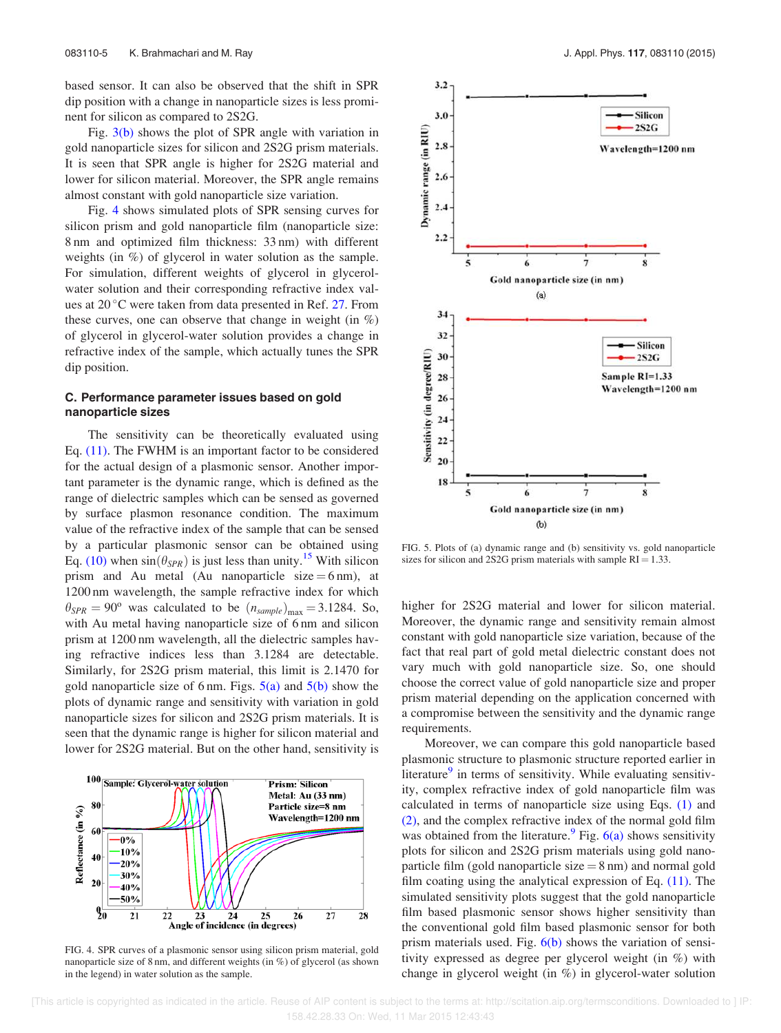based sensor. It can also be observed that the shift in SPR dip position with a change in nanoparticle sizes is less prominent for silicon as compared to 2S2G.

Fig. 3(b) shows the plot of SPR angle with variation in gold nanoparticle sizes for silicon and 2S2G prism materials. It is seen that SPR angle is higher for 2S2G material and lower for silicon material. Moreover, the SPR angle remains almost constant with gold nanoparticle size variation.

Fig. 4 shows simulated plots of SPR sensing curves for silicon prism and gold nanoparticle film (nanoparticle size: 8 nm and optimized film thickness: 33 nm) with different weights (in %) of glycerol in water solution as the sample. For simulation, different weights of glycerol in glycerol-water solution and their corresponding refractive index values at 20 °C were taken from data presented in Ref. 27. From these curves, one can observe that change in weight (in %) of glycerol in glycerol-water solution provides a change in refractive index of the sample, which actually tunes the SPR dip position.

### C. Performance parameter issues based on gold nanoparticle sizes

The sensitivity can be theoretically evaluated using Eq. (11). The FWHM is an important factor to be considered for the actual design of a plasmonic sensor. Another important parameter is the dynamic range, which is defined as the range of dielectric samples which can be sensed as governed by surface plasmon resonance condition. The maximum value of the refractive index of the sample that can be sensed by a particular plasmonic sensor can be obtained using Eq. (10) when $\sin(\theta_{SPR})$ is just less than unity.[15] With silicon prism and Au metal (Au nanoparticle size = 6 nm), at 1200 nm wavelength, the sample refractive index for which $\theta_{SPR} = 90^{o}$ was calculated to be $(n_{sample})_{\max} = 3.1284$. So, with Au metal having nanoparticle size of 6 nm and silicon prism at 1200 nm wavelength, all the dielectric samples having refractive indices less than 3.1284 are detectable. Similarly, for 2S2G prism material, this limit is 2.1470 for gold nanoparticle size of 6 nm. Figs. 5(a) and 5(b) show the plots of dynamic range and sensitivity with variation in gold nanoparticle sizes for silicon and 2S2G prism materials. It is seen that the dynamic range is higher for silicon material and lower for 2S2G material. But on the other hand, sensitivity is higher for 2S2G material and lower for silicon material. Moreover, the dynamic range and sensitivity remain almost constant with gold nanoparticle size variation, because of the fact that real part of gold metal dielectric constant does not vary much with gold nanoparticle size. So, one should choose the correct value of gold nanoparticle size and proper prism material depending on the application concerned with a compromise between the sensitivity and the dynamic range requirements.

FIG. 4. SPR curves of a plasmonic sensor using silicon prism material, gold nanoparticle size of 8 nm, and different weights (in %) of glycerol (as shown in the legend) in water solution as the sample.

FIG. 5. Plots of (a) dynamic range and (b) sensitivity vs. gold nanoparticle sizes for silicon and 2S2G prism materials with sample RI = 1.33.

Moreover, we can compare this gold nanoparticle based plasmonic structure to plasmonic structure reported earlier in literature[9] in terms of sensitivity. While evaluating sensitivity, complex refractive index of gold nanoparticle film was calculated in terms of nanoparticle size using Eqs. (1) and (2), and the complex refractive index of the normal gold film was obtained from the literature.[9] Fig. 6(a) shows sensitivity plots for silicon and 2S2G prism materials using gold nanoparticle film (gold nanoparticle size = 8 nm) and normal gold film coating using the analytical expression of Eq. (11). The simulated sensitivity plots suggest that the gold nanoparticle film based plasmonic sensor shows higher sensitivity than the conventional gold film based plasmonic sensor for both prism materials used. Fig. 6(b) shows the variation of sensitivity expressed as degree per glycerol weight (in %) with change in glycerol weight (in %) in glycerol-water solution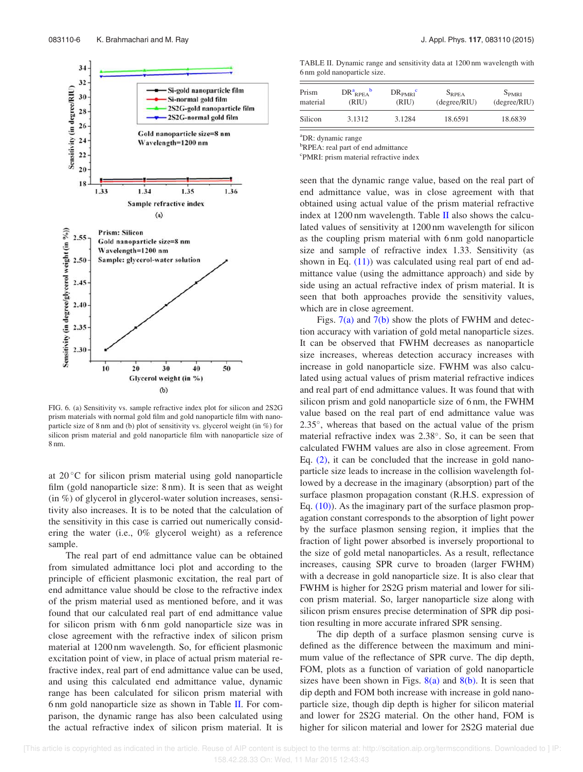FIG. 6. (a) Sensitivity vs. sample refractive index plot for silicon and 2S2G prism materials with normal gold film and gold nanoparticle film with nanoparticle size of 8 nm and (b) plot of sensitivity vs. glycerol weight (in %) for silicon prism material and gold nanoparticle film with nanoparticle size of 8 nm.

at 20 °C for silicon prism material using gold nanoparticle film (gold nanoparticle size: 8 nm). It is seen that as weight (in %) of glycerol in glycerol-water solution increases, sensitivity also increases. It is to be noted that the calculation of the sensitivity in this case is carried out numerically considering the water (i.e., 0% glycerol weight) as a reference sample.

The real part of end admittance value can be obtained from simulated admittance loci plot and according to the principle of efficient plasmonic excitation, the real part of end admittance value should be close to the refractive index of the prism material used as mentioned before, and it was found that our calculated real part of end admittance value for silicon prism with 6 nm gold nanoparticle size was in close agreement with the refractive index of silicon prism material at 1200 nm wavelength. So, for efficient plasmonic excitation point of view, in place of actual prism material refractive index, real part of end admittance value can be used, and using this calculated end admittance value, dynamic range has been calculated for silicon prism material with 6 nm gold nanoparticle size as shown in Table II. For comparison, the dynamic range has also been calculated using the actual refractive index of silicon prism material. It is

TABLE II. Dynamic range and sensitivity data at 1200 nm wavelength with 6 nm gold nanoparticle size.

| Prism material | $DR^{a}_{RPEA}$[b] (RIU) | $DR_{PMRI}$[c] (RIU) | $S_{RPEA}$ (degree/RIU) | $S_{PMRI}$ (degree/RIU) |
|---|---|---|---|---|
| Silicon | 3.1312 | 3.1284 | 18.6591 | 18.6839 |

[a]DR: dynamic range
[b]RPEA: real part of end admittance
[c]PMRI: prism material refractive index

seen that the dynamic range value, based on the real part of end admittance value, was in close agreement with that obtained using actual value of the prism material refractive index at 1200 nm wavelength. Table II also shows the calculated values of sensitivity at 1200 nm wavelength for silicon as the coupling prism material with 6 nm gold nanoparticle size and sample of refractive index 1.33. Sensitivity (as shown in Eq. (11)) was calculated using real part of end admittance value (using the admittance approach) and side by side using an actual refractive index of prism material. It is seen that both approaches provide the sensitivity values, which are in close agreement.

Figs. 7(a) and 7(b) show the plots of FWHM and detection accuracy with variation of gold metal nanoparticle sizes. It can be observed that FWHM decreases as nanoparticle size increases, whereas detection accuracy increases with increase in gold nanoparticle size. FWHM was also calculated using actual values of prism material refractive indices and real part of end admittance values. It was found that with silicon prism and gold nanoparticle size of 6 nm, the FWHM value based on the real part of end admittance value was 2.35°, whereas that based on the actual value of the prism material refractive index was 2.38°. So, it can be seen that calculated FWHM values are also in close agreement. From Eq. (2), it can be concluded that the increase in gold nanoparticle size leads to increase in the collision wavelength followed by a decrease in the imaginary (absorption) part of the surface plasmon propagation constant (R.H.S. expression of Eq. (10)). As the imaginary part of the surface plasmon propagation constant corresponds to the absorption of light power by the surface plasmon sensing region, it implies that the fraction of light power absorbed is inversely proportional to the size of gold metal nanoparticles. As a result, reflectance increases, causing SPR curve to broaden (larger FWHM) with a decrease in gold nanoparticle size. It is also clear that FWHM is higher for 2S2G prism material and lower for silicon prism material. So, larger nanoparticle size along with silicon prism ensures precise determination of SPR dip position resulting in more accurate infrared SPR sensing.

The dip depth of a surface plasmon sensing curve is defined as the difference between the maximum and minimum value of the reflectance of SPR curve. The dip depth, FOM, plots as a function of variation of gold nanoparticle sizes have been shown in Figs. 8(a) and 8(b). It is seen that dip depth and FOM both increase with increase in gold nanoparticle size, though dip depth is higher for silicon material and lower for 2S2G material. On the other hand, FOM is higher for silicon material and lower for 2S2G material due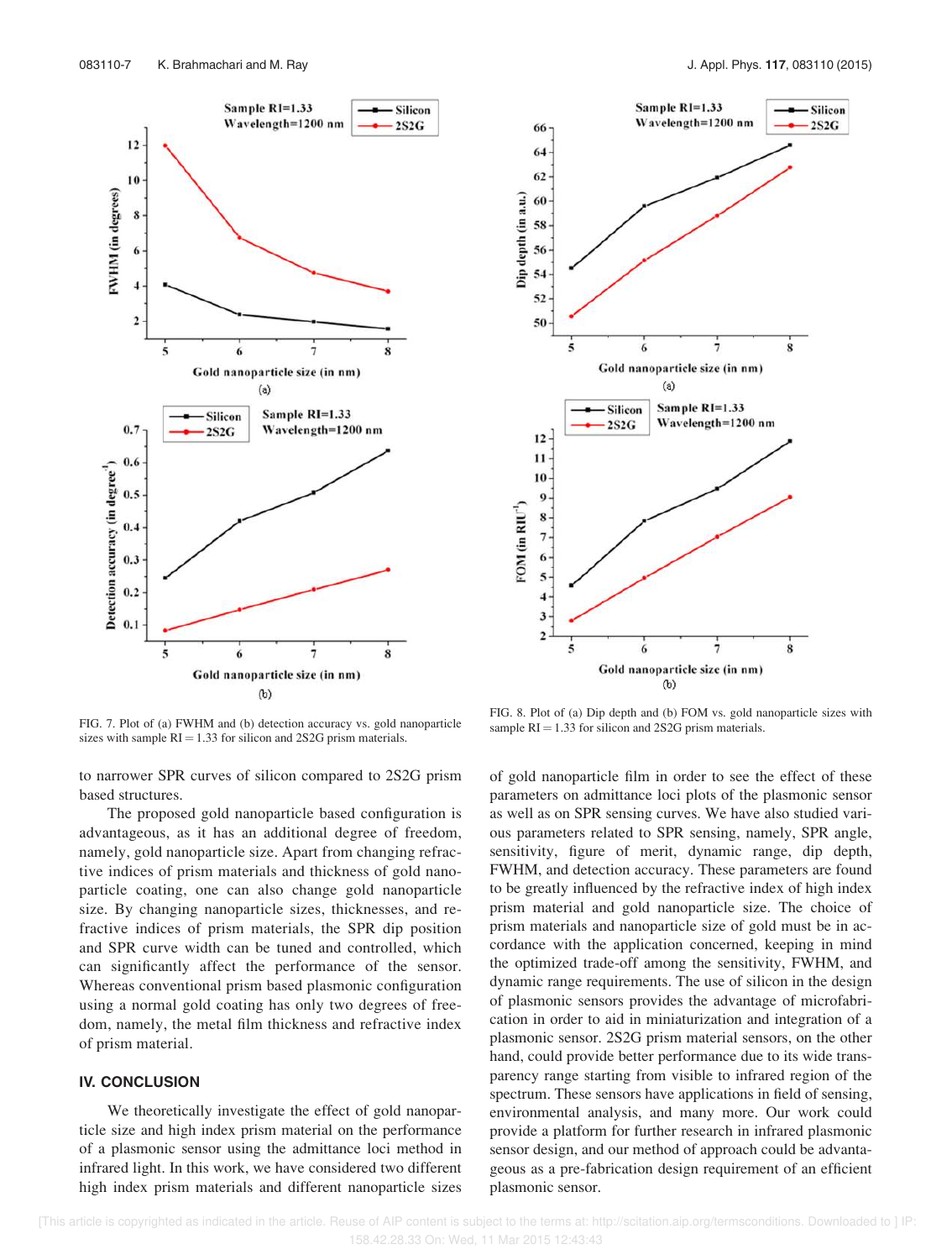FIG. 7. Plot of (a) FWHM and (b) detection accuracy vs. gold nanoparticle sizes with sample RI = 1.33 for silicon and 2S2G prism materials.

FIG. 8. Plot of (a) Dip depth and (b) FOM vs. gold nanoparticle sizes with sample RI = 1.33 for silicon and 2S2G prism materials.

to narrower SPR curves of silicon compared to 2S2G prism based structures.

The proposed gold nanoparticle based configuration is advantageous, as it has an additional degree of freedom, namely, gold nanoparticle size. Apart from changing refractive indices of prism materials and thickness of gold nanoparticle coating, one can also change gold nanoparticle size. By changing nanoparticle sizes, thicknesses, and refractive indices of prism materials, the SPR dip position and SPR curve width can be tuned and controlled, which can significantly affect the performance of the sensor. Whereas conventional prism based plasmonic configuration using a normal gold coating has only two degrees of freedom, namely, the metal film thickness and refractive index of prism material.

## IV. CONCLUSION

We theoretically investigate the effect of gold nanoparticle size and high index prism material on the performance of a plasmonic sensor using the admittance loci method in infrared light. In this work, we have considered two different high index prism materials and different nanoparticle sizes of gold nanoparticle film in order to see the effect of these parameters on admittance loci plots of the plasmonic sensor as well as on SPR sensing curves. We have also studied various parameters related to SPR sensing, namely, SPR angle, sensitivity, figure of merit, dynamic range, dip depth, FWHM, and detection accuracy. These parameters are found to be greatly influenced by the refractive index of high index prism material and gold nanoparticle size. The choice of prism materials and nanoparticle size of gold must be in accordance with the application concerned, keeping in mind the optimized trade-off among the sensitivity, FWHM, and dynamic range requirements. The use of silicon in the design of plasmonic sensors provides the advantage of microfabrication in order to aid in miniaturization and integration of a plasmonic sensor. 2S2G prism material sensors, on the other hand, could provide better performance due to its wide transparency range starting from visible to infrared region of the spectrum. These sensors have applications in field of sensing, environmental analysis, and many more. Our work could provide a platform for further research in infrared plasmonic sensor design, and our method of approach could be advantageous as a pre-fabrication design requirement of an efficient plasmonic sensor.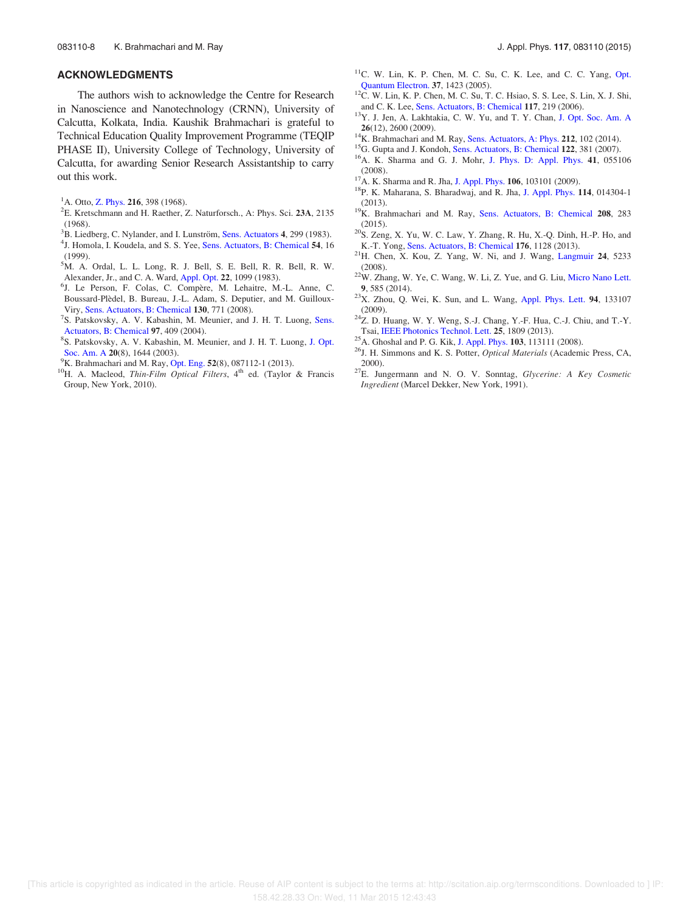## ACKNOWLEDGMENTS

The authors wish to acknowledge the Centre for Research in Nanoscience and Nanotechnology (CRNN), University of Calcutta, Kolkata, India. Kaushik Brahmachari is grateful to Technical Education Quality Improvement Programme (TEQIP PHASE II), University College of Technology, University of Calcutta, for awarding Senior Research Assistantship to carry out this work.

[1]A. Otto, Z. Phys. **216**, 398 (1968).
[2]E. Kretschmann and H. Raether, Z. Naturforsch., A: Phys. Sci. **23A**, 2135 (1968).
[3]B. Liedberg, C. Nylander, and I. Lunström, Sens. Actuators **4**, 299 (1983).
[4]J. Homola, I. Koudela, and S. S. Yee, Sens. Actuators, B: Chemical **54**, 16 (1999).
[5]M. A. Ordal, L. L. Long, R. J. Bell, S. E. Bell, R. R. Bell, R. W. Alexander, Jr., and C. A. Ward, Appl. Opt. **22**, 1099 (1983).
[6]J. Le Person, F. Colas, C. Compère, M. Lehaitre, M.-L. Anne, C. Boussard-Plèdel, B. Bureau, J.-L. Adam, S. Deputier, and M. Guilloux-Viry, Sens. Actuators, B: Chemical **130**, 771 (2008).
[7]S. Patskovsky, A. V. Kabashin, M. Meunier, and J. H. T. Luong, Sens. Actuators, B: Chemical **97**, 409 (2004).
[8]S. Patskovsky, A. V. Kabashin, M. Meunier, and J. H. T. Luong, J. Opt. Soc. Am. A **20**(8), 1644 (2003).
[9]K. Brahmachari and M. Ray, Opt. Eng. **52**(8), 087112-1 (2013).
[10]H. A. Macleod, *Thin-Film Optical Filters*, 4th ed. (Taylor & Francis Group, New York, 2010).
[11]C. W. Lin, K. P. Chen, M. C. Su, C. K. Lee, and C. C. Yang, Opt. Quantum Electron. **37**, 1423 (2005).
[12]C. W. Lin, K. P. Chen, M. C. Su, T. C. Hsiao, S. S. Lee, S. Lin, X. J. Shi, and C. K. Lee, Sens. Actuators, B: Chemical **117**, 219 (2006).
[13]Y. J. Jen, A. Lakhtakia, C. W. Yu, and T. Y. Chan, J. Opt. Soc. Am. A **26**(12), 2600 (2009).
[14]K. Brahmachari and M. Ray, Sens. Actuators, A: Phys. **212**, 102 (2014).
[15]G. Gupta and J. Kondoh, Sens. Actuators, B: Chemical **122**, 381 (2007).
[16]A. K. Sharma and G. J. Mohr, J. Phys. D: Appl. Phys. **41**, 055106 (2008).
[17]A. K. Sharma and R. Jha, J. Appl. Phys. **106**, 103101 (2009).
[18]P. K. Maharana, S. Bharadwaj, and R. Jha, J. Appl. Phys. **114**, 014304-1 (2013).
[19]K. Brahmachari and M. Ray, Sens. Actuators, B: Chemical **208**, 283 (2015).
[20]S. Zeng, X. Yu, W. C. Law, Y. Zhang, R. Hu, X.-Q. Dinh, H.-P. Ho, and K.-T. Yong, Sens. Actuators, B: Chemical **176**, 1128 (2013).
[21]H. Chen, X. Kou, Z. Yang, W. Ni, and J. Wang, Langmuir **24**, 5233 (2008).
[22]W. Zhang, W. Ye, C. Wang, W. Li, Z. Yue, and G. Liu, Micro Nano Lett. **9**, 585 (2014).
[23]X. Zhou, Q. Wei, K. Sun, and L. Wang, Appl. Phys. Lett. **94**, 133107 (2009).
[24]Z. D. Huang, W. Y. Weng, S.-J. Chang, Y.-F. Hua, C.-J. Chiu, and T.-Y. Tsai, IEEE Photonics Technol. Lett. **25**, 1809 (2013).
[25]A. Ghoshal and P. G. Kik, J. Appl. Phys. **103**, 113111 (2008).
[26]J. H. Simmons and K. S. Potter, *Optical Materials* (Academic Press, CA, 2000).
[27]E. Jungermann and N. O. V. Sonntag, *Glycerine: A Key Cosmetic Ingredient* (Marcel Dekker, New York, 1991).